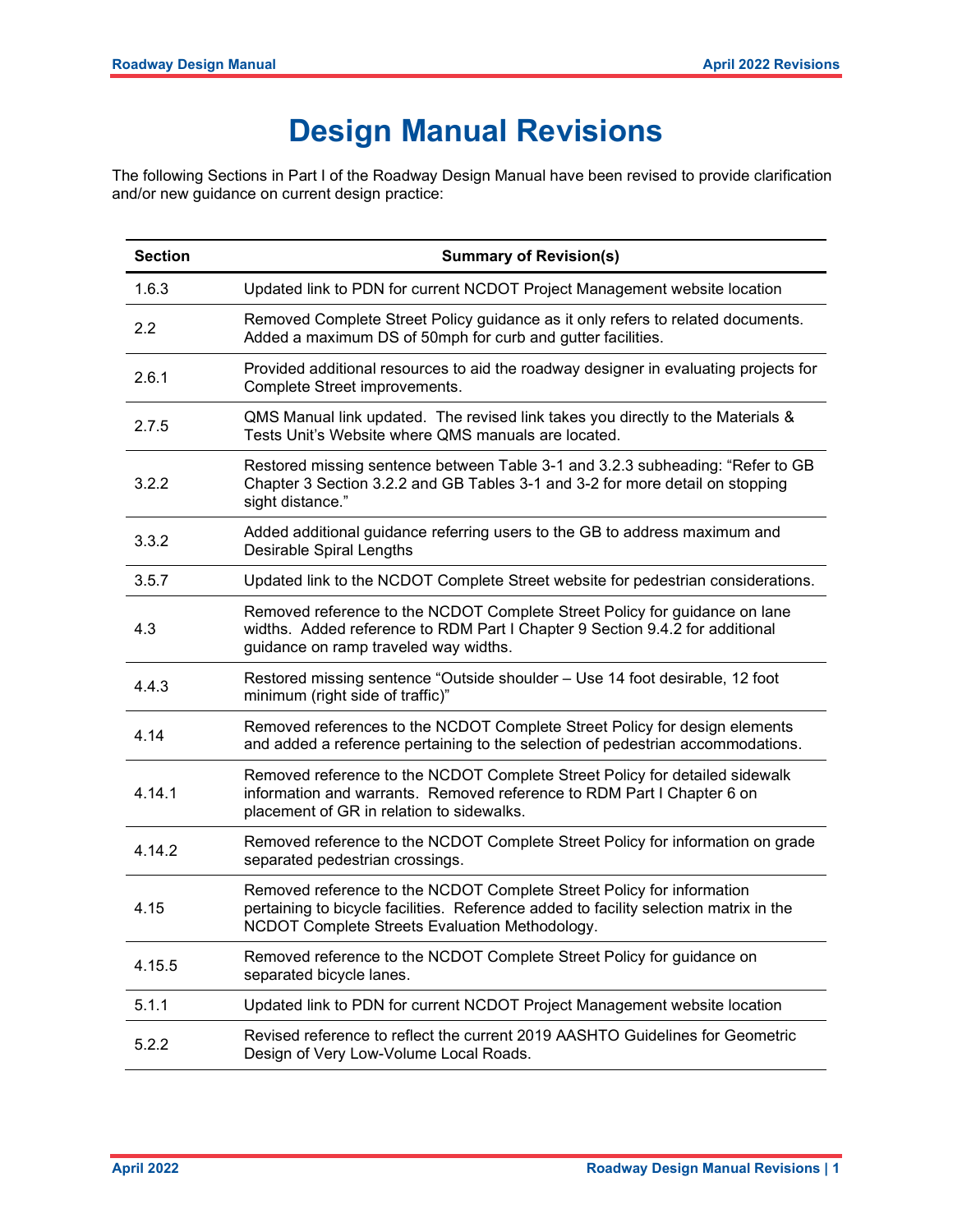# Design Manual Revisions

The following Sections in Part I of the Roadway Design Manual have been revised to provide clarification and/or new guidance on current design practice:

| Section | Summary of Revision(s) |
|---|---|
| 1.6.3 | Updated link to PDN for current NCDOT Project Management website location |
| 2.2 | Removed Complete Street Policy guidance as it only refers to related documents. Added a maximum DS of 50mph for curb and gutter facilities. |
| 2.6.1 | Provided additional resources to aid the roadway designer in evaluating projects for Complete Street improvements. |
| 2.7.5 | QMS Manual link updated. The revised link takes you directly to the Materials & Tests Unit's Website where QMS manuals are located. |
| 3.2.2 | Restored missing sentence between Table 3-1 and 3.2.3 subheading: "Refer to GB Chapter 3 Section 3.2.2 and GB Tables 3-1 and 3-2 for more detail on stopping sight distance." |
| 3.3.2 | Added additional guidance referring users to the GB to address maximum and Desirable Spiral Lengths |
| 3.5.7 | Updated link to the NCDOT Complete Street website for pedestrian considerations. |
| 4.3 | Removed reference to the NCDOT Complete Street Policy for guidance on lane widths. Added reference to RDM Part I Chapter 9 Section 9.4.2 for additional guidance on ramp traveled way widths. |
| 4.4.3 | Restored missing sentence "Outside shoulder – Use 14 foot desirable, 12 foot minimum (right side of traffic)" |
| 4.14 | Removed references to the NCDOT Complete Street Policy for design elements and added a reference pertaining to the selection of pedestrian accommodations. |
| 4.14.1 | Removed reference to the NCDOT Complete Street Policy for detailed sidewalk information and warrants. Removed reference to RDM Part I Chapter 6 on placement of GR in relation to sidewalks. |
| 4.14.2 | Removed reference to the NCDOT Complete Street Policy for information on grade separated pedestrian crossings. |
| 4.15 | Removed reference to the NCDOT Complete Street Policy for information pertaining to bicycle facilities. Reference added to facility selection matrix in the NCDOT Complete Streets Evaluation Methodology. |
| 4.15.5 | Removed reference to the NCDOT Complete Street Policy for guidance on separated bicycle lanes. |
| 5.1.1 | Updated link to PDN for current NCDOT Project Management website location |
| 5.2.2 | Revised reference to reflect the current 2019 AASHTO Guidelines for Geometric Design of Very Low-Volume Local Roads. |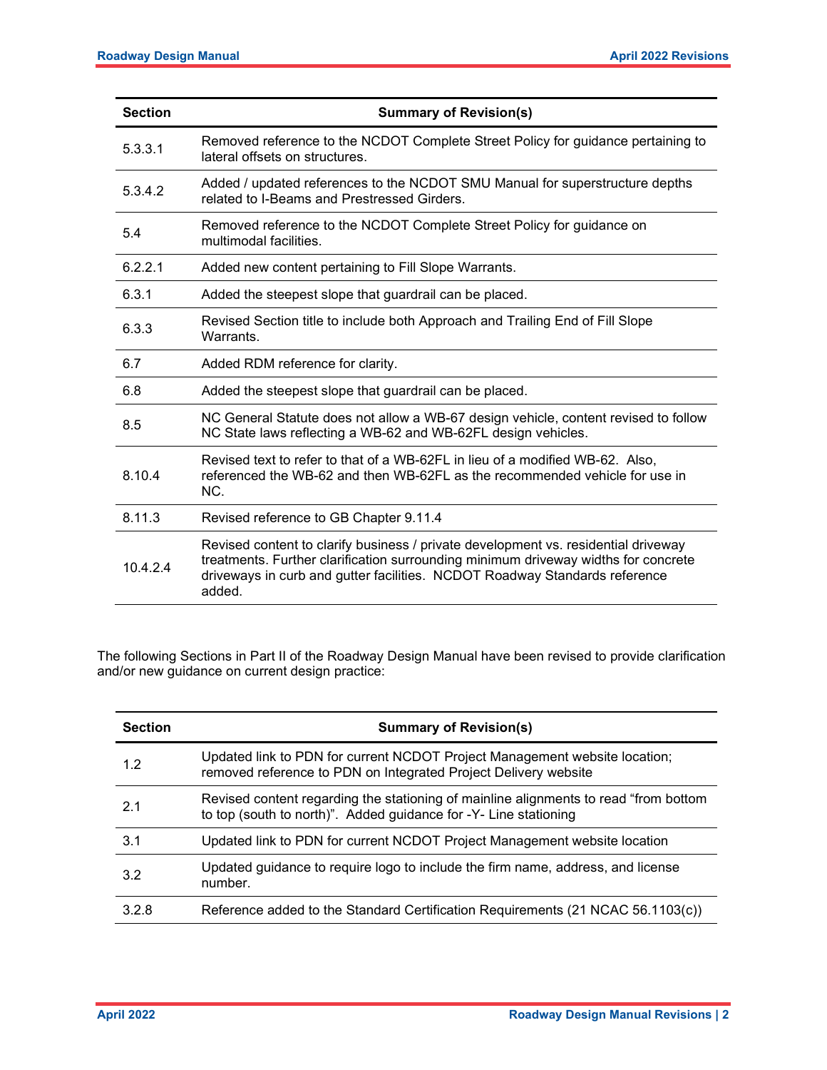| Section | Summary of Revision(s) |
|---|---|
| 5.3.3.1 | Removed reference to the NCDOT Complete Street Policy for guidance pertaining to lateral offsets on structures. |
| 5.3.4.2 | Added / updated references to the NCDOT SMU Manual for superstructure depths related to I-Beams and Prestressed Girders. |
| 5.4 | Removed reference to the NCDOT Complete Street Policy for guidance on multimodal facilities. |
| 6.2.2.1 | Added new content pertaining to Fill Slope Warrants. |
| 6.3.1 | Added the steepest slope that guardrail can be placed. |
| 6.3.3 | Revised Section title to include both Approach and Trailing End of Fill Slope Warrants. |
| 6.7 | Added RDM reference for clarity. |
| 6.8 | Added the steepest slope that guardrail can be placed. |
| 8.5 | NC General Statute does not allow a WB-67 design vehicle, content revised to follow NC State laws reflecting a WB-62 and WB-62FL design vehicles. |
| 8.10.4 | Revised text to refer to that of a WB-62FL in lieu of a modified WB-62. Also, referenced the WB-62 and then WB-62FL as the recommended vehicle for use in NC. |
| 8.11.3 | Revised reference to GB Chapter 9.11.4 |
| 10.4.2.4 | Revised content to clarify business / private development vs. residential driveway treatments. Further clarification surrounding minimum driveway widths for concrete driveways in curb and gutter facilities. NCDOT Roadway Standards reference added. |

The following Sections in Part II of the Roadway Design Manual have been revised to provide clarification and/or new guidance on current design practice:

| Section | Summary of Revision(s) |
|---|---|
| 1.2 | Updated link to PDN for current NCDOT Project Management website location; removed reference to PDN on Integrated Project Delivery website |
| 2.1 | Revised content regarding the stationing of mainline alignments to read “from bottom to top (south to north)”. Added guidance for -Y- Line stationing |
| 3.1 | Updated link to PDN for current NCDOT Project Management website location |
| 3.2 | Updated guidance to require logo to include the firm name, address, and license number. |
| 3.2.8 | Reference added to the Standard Certification Requirements (21 NCAC 56.1103(c)) |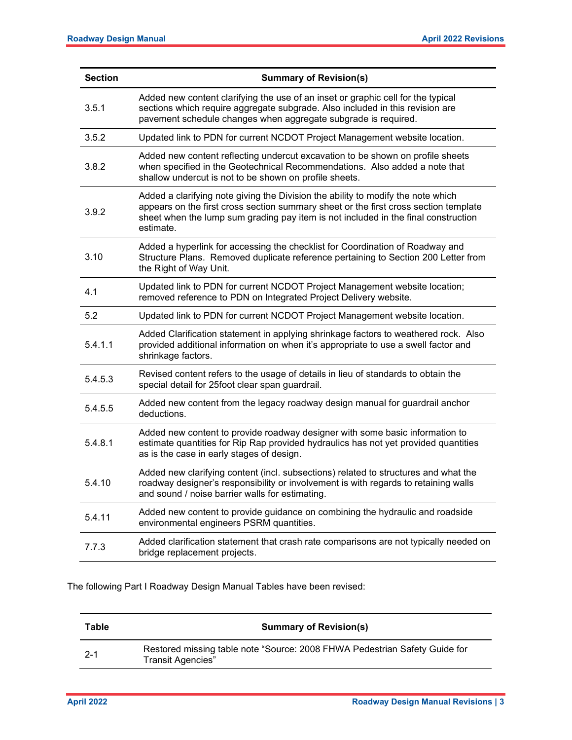| Section | Summary of Revision(s) |
|---|---|
| 3.5.1 | Added new content clarifying the use of an inset or graphic cell for the typical sections which require aggregate subgrade. Also included in this revision are pavement schedule changes when aggregate subgrade is required. |
| 3.5.2 | Updated link to PDN for current NCDOT Project Management website location. |
| 3.8.2 | Added new content reflecting undercut excavation to be shown on profile sheets when specified in the Geotechnical Recommendations. Also added a note that shallow undercut is not to be shown on profile sheets. |
| 3.9.2 | Added a clarifying note giving the Division the ability to modify the note which appears on the first cross section summary sheet or the first cross section template sheet when the lump sum grading pay item is not included in the final construction estimate. |
| 3.10 | Added a hyperlink for accessing the checklist for Coordination of Roadway and Structure Plans. Removed duplicate reference pertaining to Section 200 Letter from the Right of Way Unit. |
| 4.1 | Updated link to PDN for current NCDOT Project Management website location; removed reference to PDN on Integrated Project Delivery website. |
| 5.2 | Updated link to PDN for current NCDOT Project Management website location. |
| 5.4.1.1 | Added Clarification statement in applying shrinkage factors to weathered rock. Also provided additional information on when it's appropriate to use a swell factor and shrinkage factors. |
| 5.4.5.3 | Revised content refers to the usage of details in lieu of standards to obtain the special detail for 25foot clear span guardrail. |
| 5.4.5.5 | Added new content from the legacy roadway design manual for guardrail anchor deductions. |
| 5.4.8.1 | Added new content to provide roadway designer with some basic information to estimate quantities for Rip Rap provided hydraulics has not yet provided quantities as is the case in early stages of design. |
| 5.4.10 | Added new clarifying content (incl. subsections) related to structures and what the roadway designer's responsibility or involvement is with regards to retaining walls and sound / noise barrier walls for estimating. |
| 5.4.11 | Added new content to provide guidance on combining the hydraulic and roadside environmental engineers PSRM quantities. |
| 7.7.3 | Added clarification statement that crash rate comparisons are not typically needed on bridge replacement projects. |

The following Part I Roadway Design Manual Tables have been revised:

| Table | Summary of Revision(s) |
|---|---|
| 2-1 | Restored missing table note "Source: 2008 FHWA Pedestrian Safety Guide for Transit Agencies" |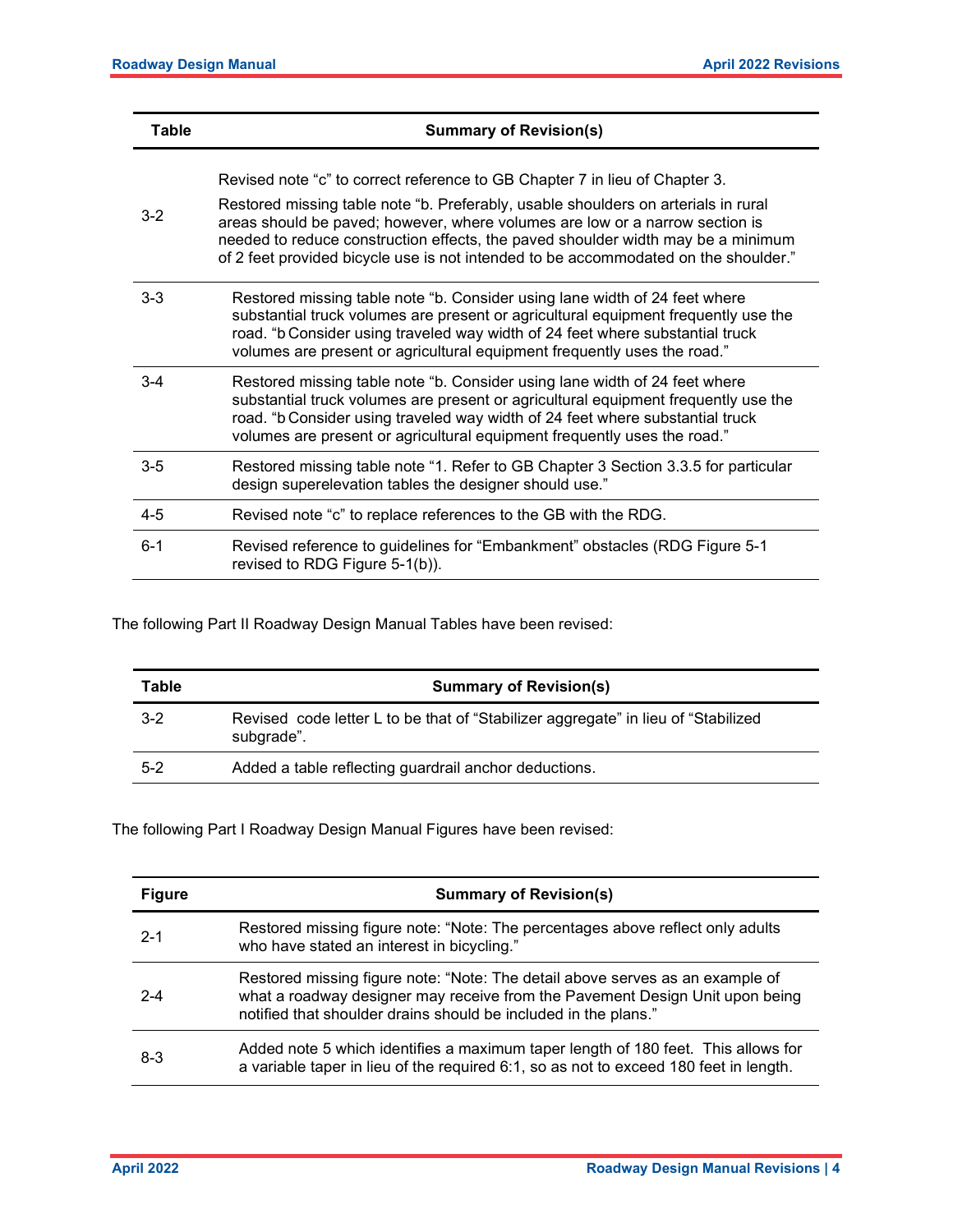| Table | Summary of Revision(s) |
|---|---|
| 3-2 | Revised note "c" to correct reference to GB Chapter 7 in lieu of Chapter 3. Restored missing table note "b. Preferably, usable shoulders on arterials in rural areas should be paved; however, where volumes are low or a narrow section is needed to reduce construction effects, the paved shoulder width may be a minimum of 2 feet provided bicycle use is not intended to be accommodated on the shoulder." |
| 3-3 | Restored missing table note "b. Consider using lane width of 24 feet where substantial truck volumes are present or agricultural equipment frequently use the road. "b Consider using traveled way width of 24 feet where substantial truck volumes are present or agricultural equipment frequently uses the road." |
| 3-4 | Restored missing table note "b. Consider using lane width of 24 feet where substantial truck volumes are present or agricultural equipment frequently use the road. "b Consider using traveled way width of 24 feet where substantial truck volumes are present or agricultural equipment frequently uses the road." |
| 3-5 | Restored missing table note "1. Refer to GB Chapter 3 Section 3.3.5 for particular design superelevation tables the designer should use." |
| 4-5 | Revised note "c" to replace references to the GB with the RDG. |
| 6-1 | Revised reference to guidelines for "Embankment" obstacles (RDG Figure 5-1 revised to RDG Figure 5-1(b)). |

The following Part II Roadway Design Manual Tables have been revised:

| Table | Summary of Revision(s) |
|---|---|
| 3-2 | Revised code letter L to be that of "Stabilizer aggregate" in lieu of "Stabilized subgrade". |
| 5-2 | Added a table reflecting guardrail anchor deductions. |

The following Part I Roadway Design Manual Figures have been revised:

| Figure | Summary of Revision(s) |
|---|---|
| 2-1 | Restored missing figure note: "Note: The percentages above reflect only adults who have stated an interest in bicycling." |
| 2-4 | Restored missing figure note: "Note: The detail above serves as an example of what a roadway designer may receive from the Pavement Design Unit upon being notified that shoulder drains should be included in the plans." |
| 8-3 | Added note 5 which identifies a maximum taper length of 180 feet. This allows for a variable taper in lieu of the required 6:1, so as not to exceed 180 feet in length. |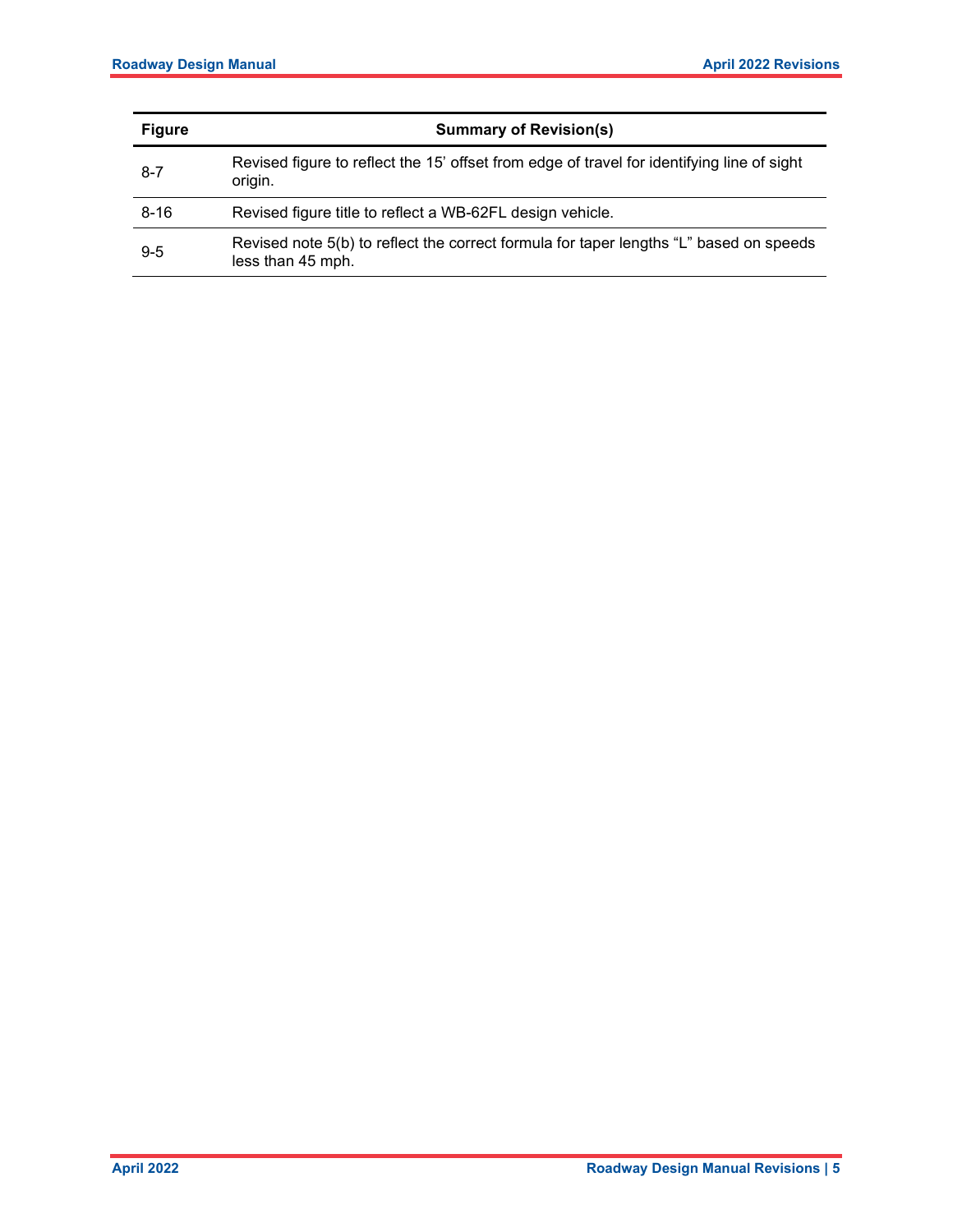| Figure | Summary of Revision(s) |
| --- | --- |
| 8-7 | Revised figure to reflect the 15' offset from edge of travel for identifying line of sight origin. |
| 8-16 | Revised figure title to reflect a WB-62FL design vehicle. |
| 9-5 | Revised note 5(b) to reflect the correct formula for taper lengths "L" based on speeds less than 45 mph. |